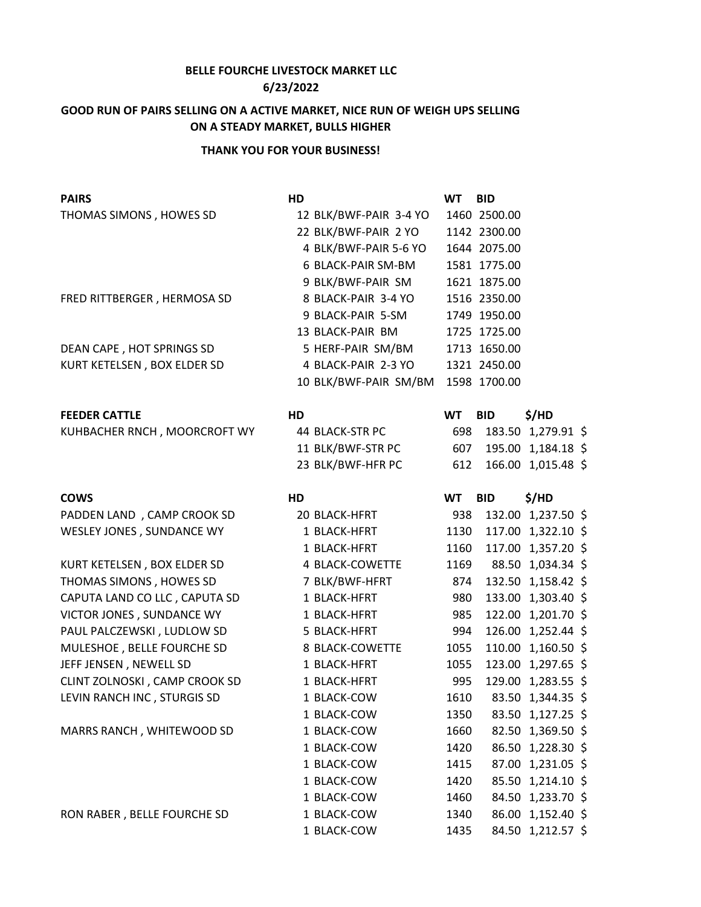**BELLE FOURCHE LIVESTOCK MARKET LLC**
**6/23/2022**

**GOOD RUN OF PAIRS SELLING ON A ACTIVE MARKET, NICE RUN OF WEIGH UPS SELLING ON A STEADY MARKET, BULLS HIGHER**

**THANK YOU FOR YOUR BUSINESS!**

| PAIRS | HD | | WT | BID |
|---|---|---|---|---|
| THOMAS SIMONS , HOWES SD | 12 | BLK/BWF-PAIR 3-4 YO | 1460 | 2500.00 |
| | 22 | BLK/BWF-PAIR 2 YO | 1142 | 2300.00 |
| | 4 | BLK/BWF-PAIR 5-6 YO | 1644 | 2075.00 |
| | 6 | BLACK-PAIR SM-BM | 1581 | 1775.00 |
| | 9 | BLK/BWF-PAIR SM | 1621 | 1875.00 |
| FRED RITTBERGER , HERMOSA SD | 8 | BLACK-PAIR 3-4 YO | 1516 | 2350.00 |
| | 9 | BLACK-PAIR 5-SM | 1749 | 1950.00 |
| | 13 | BLACK-PAIR BM | 1725 | 1725.00 |
| DEAN CAPE , HOT SPRINGS SD | 5 | HERF-PAIR SM/BM | 1713 | 1650.00 |
| KURT KETELSEN , BOX ELDER SD | 4 | BLACK-PAIR 2-3 YO | 1321 | 2450.00 |
| | 10 | BLK/BWF-PAIR SM/BM | 1598 | 1700.00 |

| FEEDER CATTLE | HD | | WT | BID | $/HD |
|---|---|---|---|---|---|
| KUHBACHER RNCH , MOORCROFT WY | 44 | BLACK-STR PC | 698 | 183.50 | 1,279.91 $ |
| | 11 | BLK/BWF-STR PC | 607 | 195.00 | 1,184.18 $ |
| | 23 | BLK/BWF-HFR PC | 612 | 166.00 | 1,015.48 $ |

| COWS | HD | | WT | BID | $/HD |
|---|---|---|---|---|---|
| PADDEN LAND , CAMP CROOK SD | 20 | BLACK-HFRT | 938 | 132.00 | 1,237.50 $ |
| WESLEY JONES , SUNDANCE WY | 1 | BLACK-HFRT | 1130 | 117.00 | 1,322.10 $ |
| | 1 | BLACK-HFRT | 1160 | 117.00 | 1,357.20 $ |
| KURT KETELSEN , BOX ELDER SD | 4 | BLACK-COWETTE | 1169 | 88.50 | 1,034.34 $ |
| THOMAS SIMONS , HOWES SD | 7 | BLK/BWF-HFRT | 874 | 132.50 | 1,158.42 $ |
| CAPUTA LAND CO LLC , CAPUTA SD | 1 | BLACK-HFRT | 980 | 133.00 | 1,303.40 $ |
| VICTOR JONES , SUNDANCE WY | 1 | BLACK-HFRT | 985 | 122.00 | 1,201.70 $ |
| PAUL PALCZEWSKI , LUDLOW SD | 5 | BLACK-HFRT | 994 | 126.00 | 1,252.44 $ |
| MULESHOE , BELLE FOURCHE SD | 8 | BLACK-COWETTE | 1055 | 110.00 | 1,160.50 $ |
| JEFF JENSEN , NEWELL SD | 1 | BLACK-HFRT | 1055 | 123.00 | 1,297.65 $ |
| CLINT ZOLNOSKI , CAMP CROOK SD | 1 | BLACK-HFRT | 995 | 129.00 | 1,283.55 $ |
| LEVIN RANCH INC , STURGIS SD | 1 | BLACK-COW | 1610 | 83.50 | 1,344.35 $ |
| | 1 | BLACK-COW | 1350 | 83.50 | 1,127.25 $ |
| MARRS RANCH , WHITEWOOD SD | 1 | BLACK-COW | 1660 | 82.50 | 1,369.50 $ |
| | 1 | BLACK-COW | 1420 | 86.50 | 1,228.30 $ |
| | 1 | BLACK-COW | 1415 | 87.00 | 1,231.05 $ |
| | 1 | BLACK-COW | 1420 | 85.50 | 1,214.10 $ |
| | 1 | BLACK-COW | 1460 | 84.50 | 1,233.70 $ |
| RON RABER , BELLE FOURCHE SD | 1 | BLACK-COW | 1340 | 86.00 | 1,152.40 $ |
| | 1 | BLACK-COW | 1435 | 84.50 | 1,212.57 $ |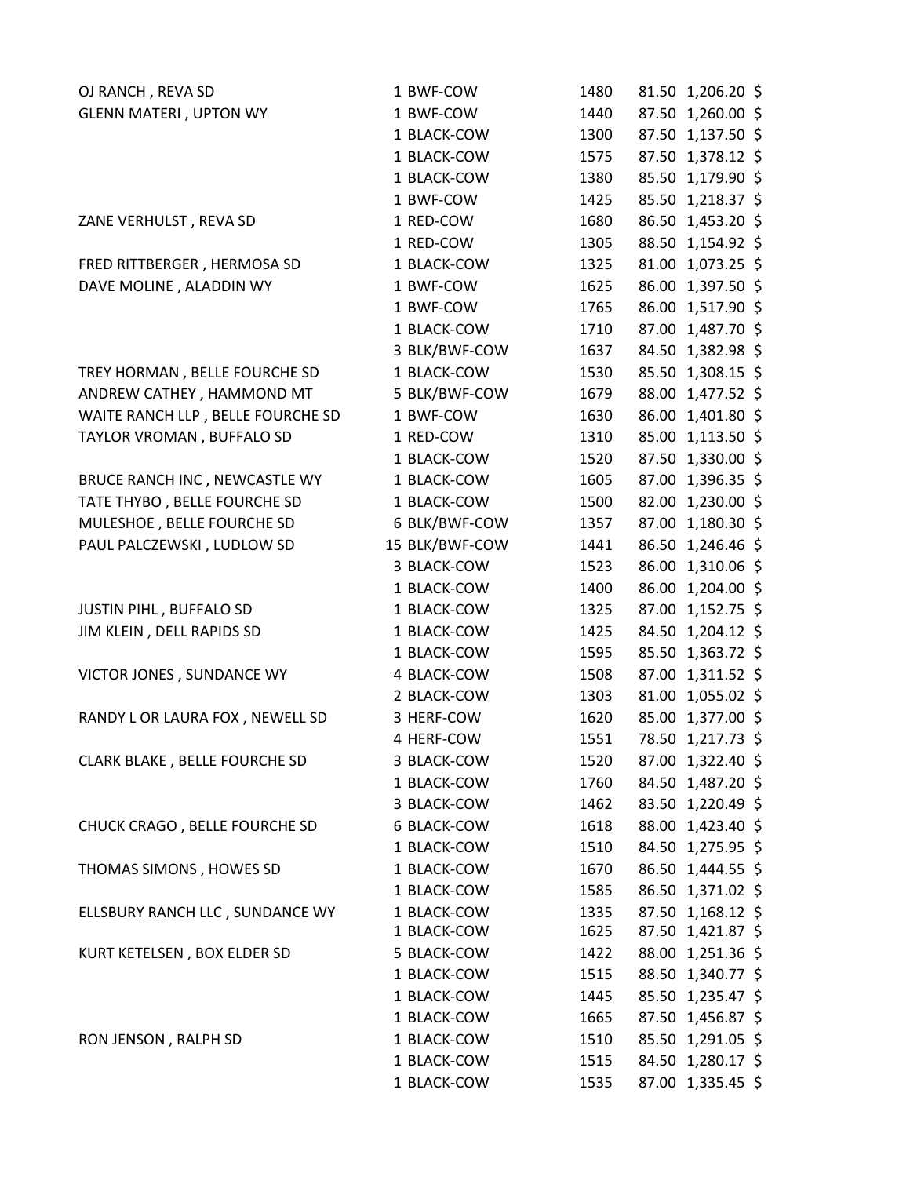| | | | | | |
|---|---|---|---|---|---|
| OJ RANCH , REVA SD | 1 BWF-COW | 1480 | 81.50 | 1,206.20 | $ |
| GLENN MATERI , UPTON WY | 1 BWF-COW | 1440 | 87.50 | 1,260.00 | $ |
| | 1 BLACK-COW | 1300 | 87.50 | 1,137.50 | $ |
| | 1 BLACK-COW | 1575 | 87.50 | 1,378.12 | $ |
| | 1 BLACK-COW | 1380 | 85.50 | 1,179.90 | $ |
| | 1 BWF-COW | 1425 | 85.50 | 1,218.37 | $ |
| ZANE VERHULST , REVA SD | 1 RED-COW | 1680 | 86.50 | 1,453.20 | $ |
| | 1 RED-COW | 1305 | 88.50 | 1,154.92 | $ |
| FRED RITTBERGER , HERMOSA SD | 1 BLACK-COW | 1325 | 81.00 | 1,073.25 | $ |
| DAVE MOLINE , ALADDIN WY | 1 BWF-COW | 1625 | 86.00 | 1,397.50 | $ |
| | 1 BWF-COW | 1765 | 86.00 | 1,517.90 | $ |
| | 1 BLACK-COW | 1710 | 87.00 | 1,487.70 | $ |
| | 3 BLK/BWF-COW | 1637 | 84.50 | 1,382.98 | $ |
| TREY HORMAN , BELLE FOURCHE SD | 1 BLACK-COW | 1530 | 85.50 | 1,308.15 | $ |
| ANDREW CATHEY , HAMMOND MT | 5 BLK/BWF-COW | 1679 | 88.00 | 1,477.52 | $ |
| WAITE RANCH LLP , BELLE FOURCHE SD | 1 BWF-COW | 1630 | 86.00 | 1,401.80 | $ |
| TAYLOR VROMAN , BUFFALO SD | 1 RED-COW | 1310 | 85.00 | 1,113.50 | $ |
| | 1 BLACK-COW | 1520 | 87.50 | 1,330.00 | $ |
| BRUCE RANCH INC , NEWCASTLE WY | 1 BLACK-COW | 1605 | 87.00 | 1,396.35 | $ |
| TATE THYBO , BELLE FOURCHE SD | 1 BLACK-COW | 1500 | 82.00 | 1,230.00 | $ |
| MULESHOE , BELLE FOURCHE SD | 6 BLK/BWF-COW | 1357 | 87.00 | 1,180.30 | $ |
| PAUL PALCZEWSKI , LUDLOW SD | 15 BLK/BWF-COW | 1441 | 86.50 | 1,246.46 | $ |
| | 3 BLACK-COW | 1523 | 86.00 | 1,310.06 | $ |
| | 1 BLACK-COW | 1400 | 86.00 | 1,204.00 | $ |
| JUSTIN PIHL , BUFFALO SD | 1 BLACK-COW | 1325 | 87.00 | 1,152.75 | $ |
| JIM KLEIN , DELL RAPIDS SD | 1 BLACK-COW | 1425 | 84.50 | 1,204.12 | $ |
| | 1 BLACK-COW | 1595 | 85.50 | 1,363.72 | $ |
| VICTOR JONES , SUNDANCE WY | 4 BLACK-COW | 1508 | 87.00 | 1,311.52 | $ |
| | 2 BLACK-COW | 1303 | 81.00 | 1,055.02 | $ |
| RANDY L OR LAURA FOX , NEWELL SD | 3 HERF-COW | 1620 | 85.00 | 1,377.00 | $ |
| | 4 HERF-COW | 1551 | 78.50 | 1,217.73 | $ |
| CLARK BLAKE , BELLE FOURCHE SD | 3 BLACK-COW | 1520 | 87.00 | 1,322.40 | $ |
| | 1 BLACK-COW | 1760 | 84.50 | 1,487.20 | $ |
| | 3 BLACK-COW | 1462 | 83.50 | 1,220.49 | $ |
| CHUCK CRAGO , BELLE FOURCHE SD | 6 BLACK-COW | 1618 | 88.00 | 1,423.40 | $ |
| | 1 BLACK-COW | 1510 | 84.50 | 1,275.95 | $ |
| THOMAS SIMONS , HOWES SD | 1 BLACK-COW | 1670 | 86.50 | 1,444.55 | $ |
| | 1 BLACK-COW | 1585 | 86.50 | 1,371.02 | $ |
| ELLSBURY RANCH LLC , SUNDANCE WY | 1 BLACK-COW | 1335 | 87.50 | 1,168.12 | $ |
| | 1 BLACK-COW | 1625 | 87.50 | 1,421.87 | $ |
| KURT KETELSEN , BOX ELDER SD | 5 BLACK-COW | 1422 | 88.00 | 1,251.36 | $ |
| | 1 BLACK-COW | 1515 | 88.50 | 1,340.77 | $ |
| | 1 BLACK-COW | 1445 | 85.50 | 1,235.47 | $ |
| | 1 BLACK-COW | 1665 | 87.50 | 1,456.87 | $ |
| RON JENSON , RALPH SD | 1 BLACK-COW | 1510 | 85.50 | 1,291.05 | $ |
| | 1 BLACK-COW | 1515 | 84.50 | 1,280.17 | $ |
| | 1 BLACK-COW | 1535 | 87.00 | 1,335.45 | $ |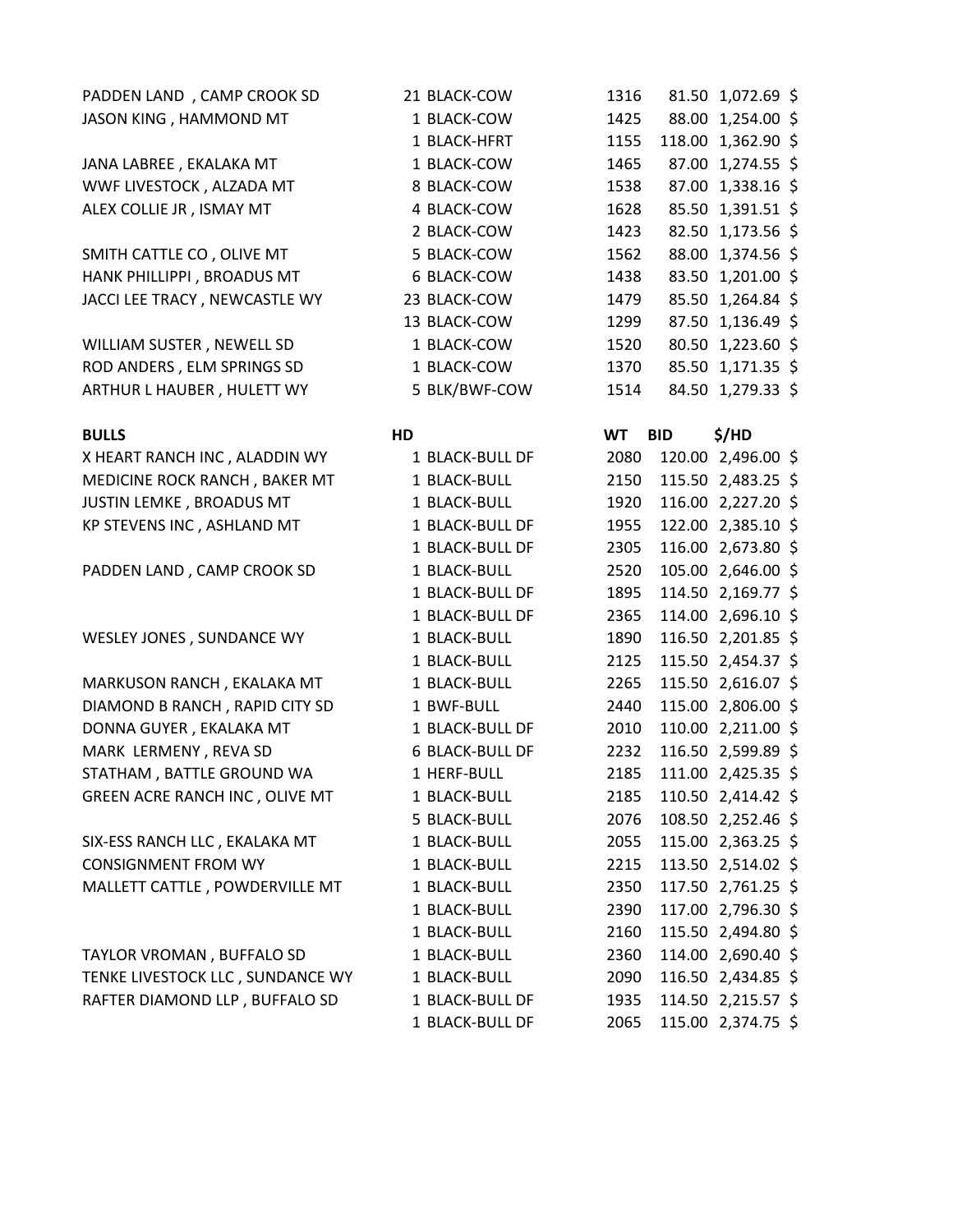| | | | | | |
|---|---|---|---|---|---|
| PADDEN LAND , CAMP CROOK SD | 21 BLACK-COW | 1316 | 81.50 | 1,072.69 | $ |
| JASON KING , HAMMOND MT | 1 BLACK-COW | 1425 | 88.00 | 1,254.00 | $ |
| | 1 BLACK-HFRT | 1155 | 118.00 | 1,362.90 | $ |
| JANA LABREE , EKALAKA MT | 1 BLACK-COW | 1465 | 87.00 | 1,274.55 | $ |
| WWF LIVESTOCK , ALZADA MT | 8 BLACK-COW | 1538 | 87.00 | 1,338.16 | $ |
| ALEX COLLIE JR , ISMAY MT | 4 BLACK-COW | 1628 | 85.50 | 1,391.51 | $ |
| | 2 BLACK-COW | 1423 | 82.50 | 1,173.56 | $ |
| SMITH CATTLE CO , OLIVE MT | 5 BLACK-COW | 1562 | 88.00 | 1,374.56 | $ |
| HANK PHILLIPPI , BROADUS MT | 6 BLACK-COW | 1438 | 83.50 | 1,201.00 | $ |
| JACCI LEE TRACY , NEWCASTLE WY | 23 BLACK-COW | 1479 | 85.50 | 1,264.84 | $ |
| | 13 BLACK-COW | 1299 | 87.50 | 1,136.49 | $ |
| WILLIAM SUSTER , NEWELL SD | 1 BLACK-COW | 1520 | 80.50 | 1,223.60 | $ |
| ROD ANDERS , ELM SPRINGS SD | 1 BLACK-COW | 1370 | 85.50 | 1,171.35 | $ |
| ARTHUR L HAUBER , HULETT WY | 5 BLK/BWF-COW | 1514 | 84.50 | 1,279.33 | $ |

| **BULLS** | **HD** | **WT** | **BID** | **$/HD** | |
|---|---|---|---|---|---|
| X HEART RANCH INC , ALADDIN WY | 1 BLACK-BULL DF | 2080 | 120.00 | 2,496.00 | $ |
| MEDICINE ROCK RANCH , BAKER MT | 1 BLACK-BULL | 2150 | 115.50 | 2,483.25 | $ |
| JUSTIN LEMKE , BROADUS MT | 1 BLACK-BULL | 1920 | 116.00 | 2,227.20 | $ |
| KP STEVENS INC , ASHLAND MT | 1 BLACK-BULL DF | 1955 | 122.00 | 2,385.10 | $ |
| | 1 BLACK-BULL DF | 2305 | 116.00 | 2,673.80 | $ |
| PADDEN LAND , CAMP CROOK SD | 1 BLACK-BULL | 2520 | 105.00 | 2,646.00 | $ |
| | 1 BLACK-BULL DF | 1895 | 114.50 | 2,169.77 | $ |
| | 1 BLACK-BULL DF | 2365 | 114.00 | 2,696.10 | $ |
| WESLEY JONES , SUNDANCE WY | 1 BLACK-BULL | 1890 | 116.50 | 2,201.85 | $ |
| | 1 BLACK-BULL | 2125 | 115.50 | 2,454.37 | $ |
| MARKUSON RANCH , EKALAKA MT | 1 BLACK-BULL | 2265 | 115.50 | 2,616.07 | $ |
| DIAMOND B RANCH , RAPID CITY SD | 1 BWF-BULL | 2440 | 115.00 | 2,806.00 | $ |
| DONNA GUYER , EKALAKA MT | 1 BLACK-BULL DF | 2010 | 110.00 | 2,211.00 | $ |
| MARK LERMENY , REVA SD | 6 BLACK-BULL DF | 2232 | 116.50 | 2,599.89 | $ |
| STATHAM , BATTLE GROUND WA | 1 HERF-BULL | 2185 | 111.00 | 2,425.35 | $ |
| GREEN ACRE RANCH INC , OLIVE MT | 1 BLACK-BULL | 2185 | 110.50 | 2,414.42 | $ |
| | 5 BLACK-BULL | 2076 | 108.50 | 2,252.46 | $ |
| SIX-ESS RANCH LLC , EKALAKA MT | 1 BLACK-BULL | 2055 | 115.00 | 2,363.25 | $ |
| CONSIGNMENT FROM WY | 1 BLACK-BULL | 2215 | 113.50 | 2,514.02 | $ |
| MALLETT CATTLE , POWDERVILLE MT | 1 BLACK-BULL | 2350 | 117.50 | 2,761.25 | $ |
| | 1 BLACK-BULL | 2390 | 117.00 | 2,796.30 | $ |
| | 1 BLACK-BULL | 2160 | 115.50 | 2,494.80 | $ |
| TAYLOR VROMAN , BUFFALO SD | 1 BLACK-BULL | 2360 | 114.00 | 2,690.40 | $ |
| TENKE LIVESTOCK LLC , SUNDANCE WY | 1 BLACK-BULL | 2090 | 116.50 | 2,434.85 | $ |
| RAFTER DIAMOND LLP , BUFFALO SD | 1 BLACK-BULL DF | 1935 | 114.50 | 2,215.57 | $ |
| | 1 BLACK-BULL DF | 2065 | 115.00 | 2,374.75 | $ |